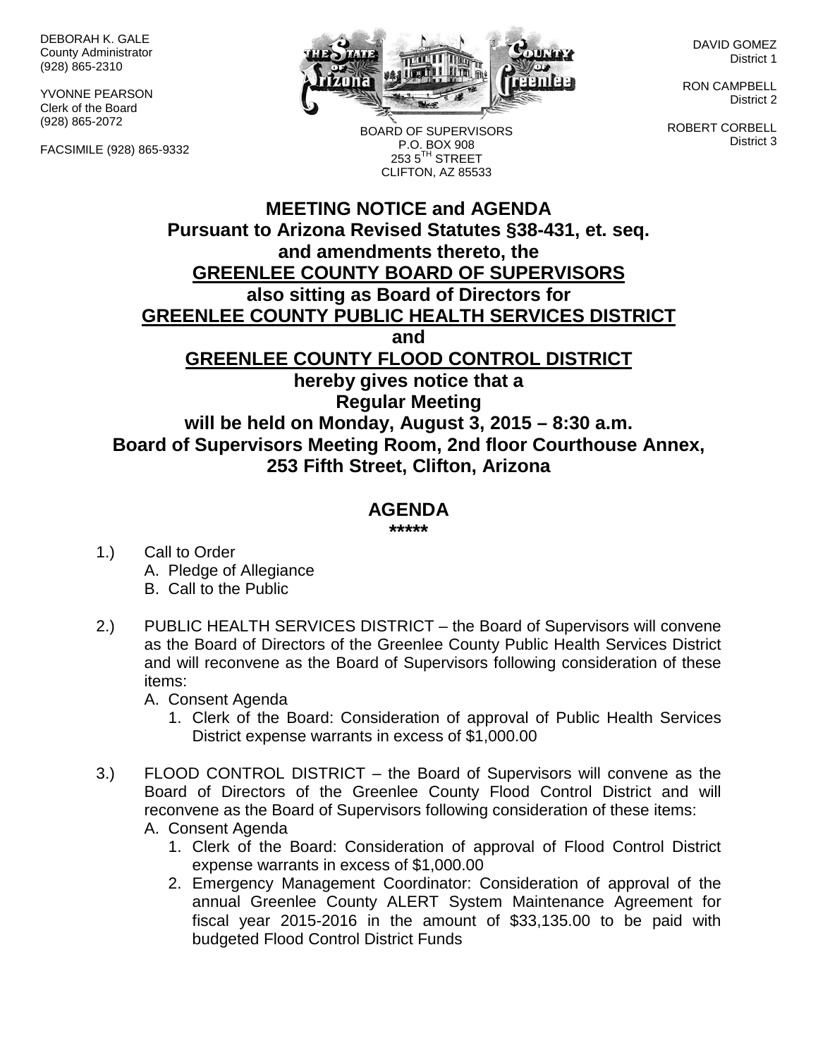DEBORAH K. GALE
County Administrator
(928) 865-2310

YVONNE PEARSON
Clerk of the Board
(928) 865-2072

FACSIMILE (928) 865-9332

BOARD OF SUPERVISORS
P.O. BOX 908
253 5TH STREET
CLIFTON, AZ 85533

DAVID GOMEZ
District 1

RON CAMPBELL
District 2

ROBERT CORBELL
District 3

# MEETING NOTICE and AGENDA

**Pursuant to Arizona Revised Statutes §38-431, et. seq. and amendments thereto, the**

**GREENLEE COUNTY BOARD OF SUPERVISORS**

**also sitting as Board of Directors for**

**GREENLEE COUNTY PUBLIC HEALTH SERVICES DISTRICT**

**and**

**GREENLEE COUNTY FLOOD CONTROL DISTRICT**

**hereby gives notice that a Regular Meeting will be held on Monday, August 3, 2015 – 8:30 a.m. Board of Supervisors Meeting Room, 2nd floor Courthouse Annex, 253 Fifth Street, Clifton, Arizona**

## AGENDA

*****

1.) Call to Order
   A. Pledge of Allegiance
   B. Call to the Public

2.) PUBLIC HEALTH SERVICES DISTRICT – the Board of Supervisors will convene as the Board of Directors of the Greenlee County Public Health Services District and will reconvene as the Board of Supervisors following consideration of these items:
   A. Consent Agenda
      1. Clerk of the Board: Consideration of approval of Public Health Services District expense warrants in excess of $1,000.00

3.) FLOOD CONTROL DISTRICT – the Board of Supervisors will convene as the Board of Directors of the Greenlee County Flood Control District and will reconvene as the Board of Supervisors following consideration of these items:
   A. Consent Agenda
      1. Clerk of the Board: Consideration of approval of Flood Control District expense warrants in excess of $1,000.00
      2. Emergency Management Coordinator: Consideration of approval of the annual Greenlee County ALERT System Maintenance Agreement for fiscal year 2015-2016 in the amount of $33,135.00 to be paid with budgeted Flood Control District Funds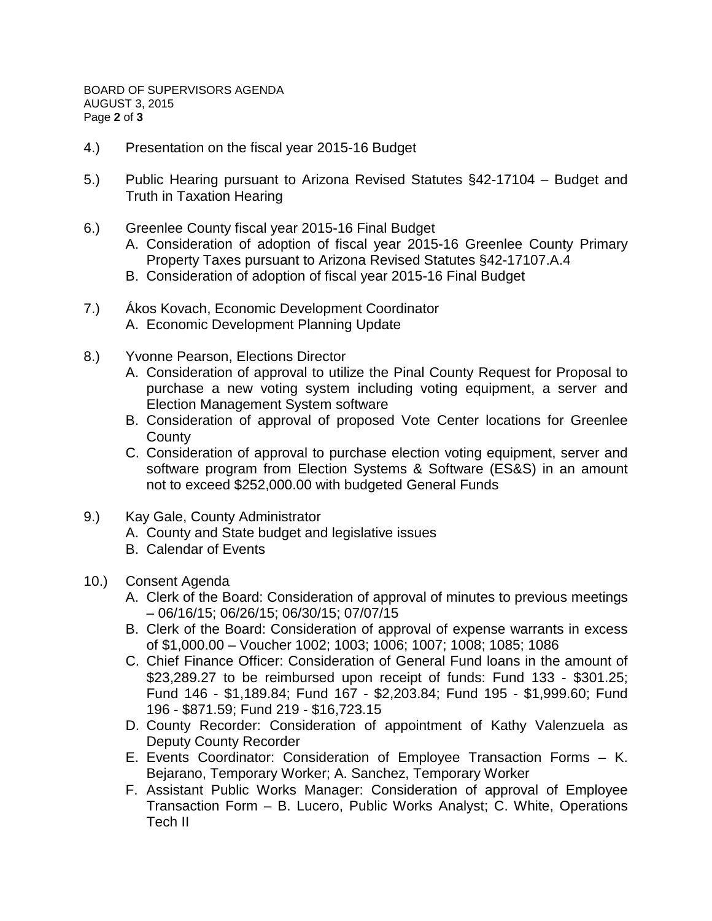4.) Presentation on the fiscal year 2015-16 Budget

5.) Public Hearing pursuant to Arizona Revised Statutes §42-17104 – Budget and Truth in Taxation Hearing

6.) Greenlee County fiscal year 2015-16 Final Budget
   - A. Consideration of adoption of fiscal year 2015-16 Greenlee County Primary Property Taxes pursuant to Arizona Revised Statutes §42-17107.A.4
   - B. Consideration of adoption of fiscal year 2015-16 Final Budget

7.) Ákos Kovach, Economic Development Coordinator
   - A. Economic Development Planning Update

8.) Yvonne Pearson, Elections Director
   - A. Consideration of approval to utilize the Pinal County Request for Proposal to purchase a new voting system including voting equipment, a server and Election Management System software
   - B. Consideration of approval of proposed Vote Center locations for Greenlee County
   - C. Consideration of approval to purchase election voting equipment, server and software program from Election Systems & Software (ES&S) in an amount not to exceed $252,000.00 with budgeted General Funds

9.) Kay Gale, County Administrator
   - A. County and State budget and legislative issues
   - B. Calendar of Events

10.) Consent Agenda
   - A. Clerk of the Board: Consideration of approval of minutes to previous meetings – 06/16/15; 06/26/15; 06/30/15; 07/07/15
   - B. Clerk of the Board: Consideration of approval of expense warrants in excess of $1,000.00 – Voucher 1002; 1003; 1006; 1007; 1008; 1085; 1086
   - C. Chief Finance Officer: Consideration of General Fund loans in the amount of $23,289.27 to be reimbursed upon receipt of funds: Fund 133 - $301.25; Fund 146 - $1,189.84; Fund 167 - $2,203.84; Fund 195 - $1,999.60; Fund 196 - $871.59; Fund 219 - $16,723.15
   - D. County Recorder: Consideration of appointment of Kathy Valenzuela as Deputy County Recorder
   - E. Events Coordinator: Consideration of Employee Transaction Forms – K. Bejarano, Temporary Worker; A. Sanchez, Temporary Worker
   - F. Assistant Public Works Manager: Consideration of approval of Employee Transaction Form – B. Lucero, Public Works Analyst; C. White, Operations Tech II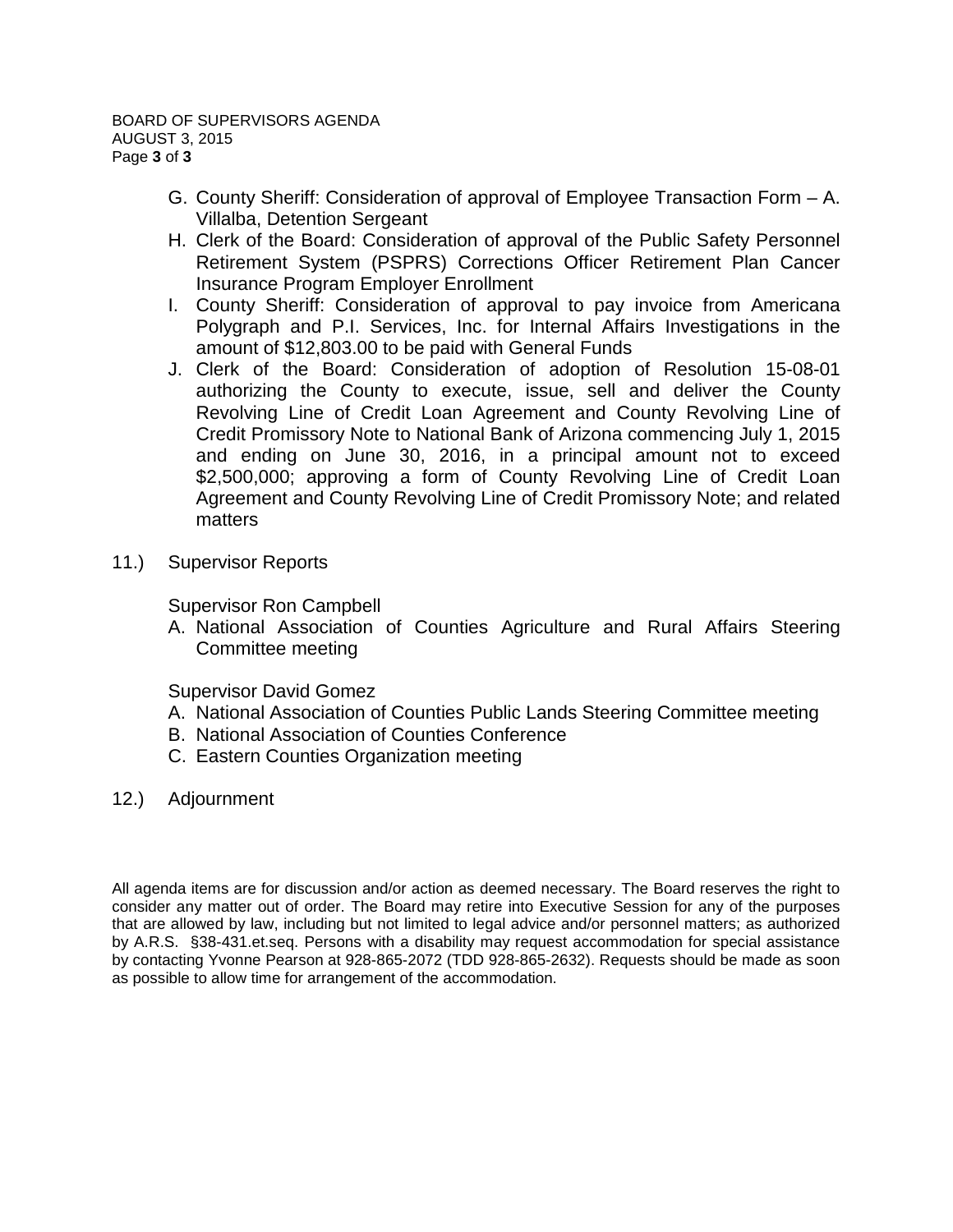G. County Sheriff: Consideration of approval of Employee Transaction Form – A. Villalba, Detention Sergeant
H. Clerk of the Board: Consideration of approval of the Public Safety Personnel Retirement System (PSPRS) Corrections Officer Retirement Plan Cancer Insurance Program Employer Enrollment
I. County Sheriff: Consideration of approval to pay invoice from Americana Polygraph and P.I. Services, Inc. for Internal Affairs Investigations in the amount of $12,803.00 to be paid with General Funds
J. Clerk of the Board: Consideration of adoption of Resolution 15-08-01 authorizing the County to execute, issue, sell and deliver the County Revolving Line of Credit Loan Agreement and County Revolving Line of Credit Promissory Note to National Bank of Arizona commencing July 1, 2015 and ending on June 30, 2016, in a principal amount not to exceed $2,500,000; approving a form of County Revolving Line of Credit Loan Agreement and County Revolving Line of Credit Promissory Note; and related matters

11.) Supervisor Reports

Supervisor Ron Campbell

A. National Association of Counties Agriculture and Rural Affairs Steering Committee meeting

Supervisor David Gomez

A. National Association of Counties Public Lands Steering Committee meeting
B. National Association of Counties Conference
C. Eastern Counties Organization meeting

12.) Adjournment

All agenda items are for discussion and/or action as deemed necessary. The Board reserves the right to consider any matter out of order. The Board may retire into Executive Session for any of the purposes that are allowed by law, including but not limited to legal advice and/or personnel matters; as authorized by A.R.S. §38-431.et.seq. Persons with a disability may request accommodation for special assistance by contacting Yvonne Pearson at 928-865-2072 (TDD 928-865-2632). Requests should be made as soon as possible to allow time for arrangement of the accommodation.